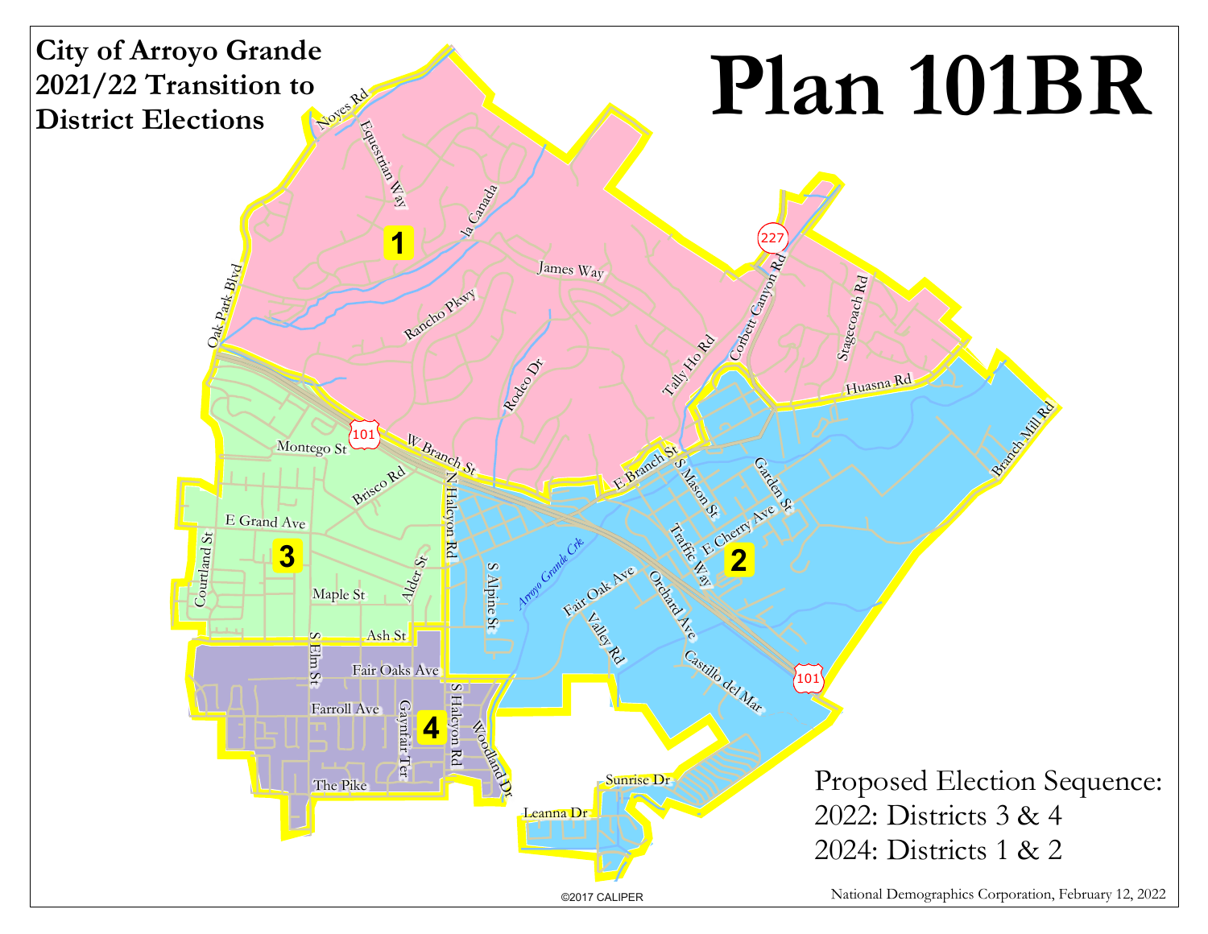# City of Arroyo Grande 2021/22 Transition to District Elections

# Plan 101BR

Proposed Election Sequence:

2022: Districts 3 & 4

2024: Districts 1 & 2

©2017 CALIPER

National Demographics Corporation, February 12, 2022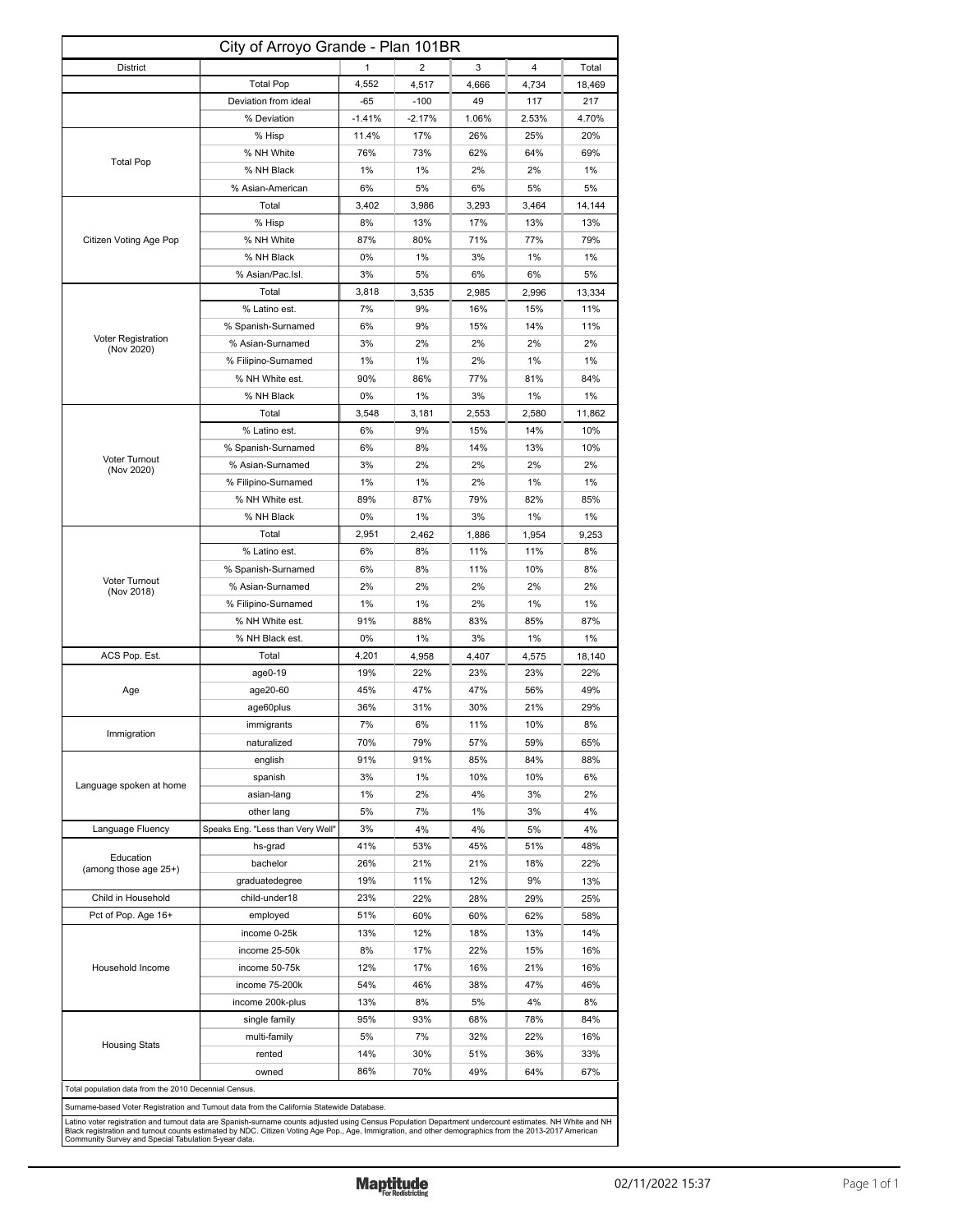# City of Arroyo Grande - Plan 101BR

| District | | 1 | 2 | 3 | 4 | Total |
|---|---|---|---|---|---|---|
| | Total Pop | 4,552 | 4,517 | 4,666 | 4,734 | 18,469 |
| | Deviation from ideal | -65 | -100 | 49 | 117 | 217 |
| | % Deviation | -1.41% | -2.17% | 1.06% | 2.53% | 4.70% |
| Total Pop | % Hisp | 11.4% | 17% | 26% | 25% | 20% |
| | % NH White | 76% | 73% | 62% | 64% | 69% |
| | % NH Black | 1% | 1% | 2% | 2% | 1% |
| | % Asian-American | 6% | 5% | 6% | 5% | 5% |
| Citizen Voting Age Pop | Total | 3,402 | 3,986 | 3,293 | 3,464 | 14,144 |
| | % Hisp | 8% | 13% | 17% | 13% | 13% |
| | % NH White | 87% | 80% | 71% | 77% | 79% |
| | % NH Black | 0% | 1% | 3% | 1% | 1% |
| | % Asian/Pac.Isl. | 3% | 5% | 6% | 6% | 5% |
| Voter Registration (Nov 2020) | Total | 3,818 | 3,535 | 2,985 | 2,996 | 13,334 |
| | % Latino est. | 7% | 9% | 16% | 15% | 11% |
| | % Spanish-Surnamed | 6% | 9% | 15% | 14% | 11% |
| | % Asian-Surnamed | 3% | 2% | 2% | 2% | 2% |
| | % Filipino-Surnamed | 1% | 1% | 2% | 1% | 1% |
| | % NH White est. | 90% | 86% | 77% | 81% | 84% |
| | % NH Black | 0% | 1% | 3% | 1% | 1% |
| Voter Turnout (Nov 2020) | Total | 3,548 | 3,181 | 2,553 | 2,580 | 11,862 |
| | % Latino est. | 6% | 9% | 15% | 14% | 10% |
| | % Spanish-Surnamed | 6% | 8% | 14% | 13% | 10% |
| | % Asian-Surnamed | 3% | 2% | 2% | 2% | 2% |
| | % Filipino-Surnamed | 1% | 1% | 2% | 1% | 1% |
| | % NH White est. | 89% | 87% | 79% | 82% | 85% |
| | % NH Black | 0% | 1% | 3% | 1% | 1% |
| Voter Turnout (Nov 2018) | Total | 2,951 | 2,462 | 1,886 | 1,954 | 9,253 |
| | % Latino est. | 6% | 8% | 11% | 11% | 8% |
| | % Spanish-Surnamed | 6% | 8% | 11% | 10% | 8% |
| | % Asian-Surnamed | 2% | 2% | 2% | 2% | 2% |
| | % Filipino-Surnamed | 1% | 1% | 2% | 1% | 1% |
| | % NH White est. | 91% | 88% | 83% | 85% | 87% |
| | % NH Black est. | 0% | 1% | 3% | 1% | 1% |
| ACS Pop. Est. | Total | 4,201 | 4,958 | 4,407 | 4,575 | 18,140 |
| Age | age0-19 | 19% | 22% | 23% | 23% | 22% |
| | age20-60 | 45% | 47% | 47% | 56% | 49% |
| | age60plus | 36% | 31% | 30% | 21% | 29% |
| Immigration | immigrants | 7% | 6% | 11% | 10% | 8% |
| | naturalized | 70% | 79% | 57% | 59% | 65% |
| Language spoken at home | english | 91% | 91% | 85% | 84% | 88% |
| | spanish | 3% | 1% | 10% | 10% | 6% |
| | asian-lang | 1% | 2% | 4% | 3% | 2% |
| | other lang | 5% | 7% | 1% | 3% | 4% |
| Language Fluency | Speaks Eng. "Less than Very Well" | 3% | 4% | 4% | 5% | 4% |
| Education (among those age 25+) | hs-grad | 41% | 53% | 45% | 51% | 48% |
| | bachelor | 26% | 21% | 21% | 18% | 22% |
| | graduatedegree | 19% | 11% | 12% | 9% | 13% |
| Child in Household | child-under18 | 23% | 22% | 28% | 29% | 25% |
| Pct of Pop. Age 16+ | employed | 51% | 60% | 60% | 62% | 58% |
| Household Income | income 0-25k | 13% | 12% | 18% | 13% | 14% |
| | income 25-50k | 8% | 17% | 22% | 15% | 16% |
| | income 50-75k | 12% | 17% | 16% | 21% | 16% |
| | income 75-200k | 54% | 46% | 38% | 47% | 46% |
| | income 200k-plus | 13% | 8% | 5% | 4% | 8% |
| Housing Stats | single family | 95% | 93% | 68% | 78% | 84% |
| | multi-family | 5% | 7% | 32% | 22% | 16% |
| | rented | 14% | 30% | 51% | 36% | 33% |
| | owned | 86% | 70% | 49% | 64% | 67% |

Total population data from the 2010 Decennial Census.

Surname-based Voter Registration and Turnout data from the California Statewide Database.

Latino voter registration and turnout data are Spanish-surname counts adjusted using Census Population Department undercount estimates. NH White and NH Black registration and turnout counts estimated by NDC. Citizen Voting Age Pop., Age, Immigration, and other demographics from the 2013-2017 American Community Survey and Special Tabulation 5-year data.

Maptitude For Redistricting 02/11/2022 15:37